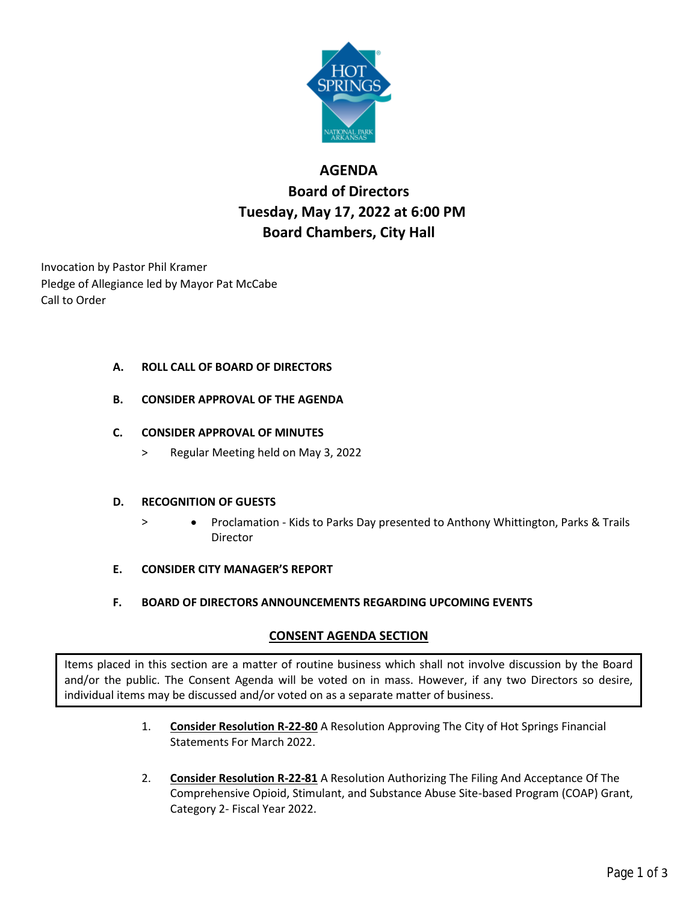# AGENDA
## Board of Directors
## Tuesday, May 17, 2022 at 6:00 PM
## Board Chambers, City Hall

Invocation by Pastor Phil Kramer
Pledge of Allegiance led by Mayor Pat McCabe
Call to Order

**A. ROLL CALL OF BOARD OF DIRECTORS**

**B. CONSIDER APPROVAL OF THE AGENDA**

**C. CONSIDER APPROVAL OF MINUTES**

> Regular Meeting held on May 3, 2022

**D. RECOGNITION OF GUESTS**

> - Proclamation - Kids to Parks Day presented to Anthony Whittington, Parks & Trails Director

**E. CONSIDER CITY MANAGER'S REPORT**

**F. BOARD OF DIRECTORS ANNOUNCEMENTS REGARDING UPCOMING EVENTS**

**CONSENT AGENDA SECTION**

Items placed in this section are a matter of routine business which shall not involve discussion by the Board and/or the public. The Consent Agenda will be voted on in mass. However, if any two Directors so desire, individual items may be discussed and/or voted on as a separate matter of business.

1. **Consider Resolution R-22-80** A Resolution Approving The City of Hot Springs Financial Statements For March 2022.

2. **Consider Resolution R-22-81** A Resolution Authorizing The Filing And Acceptance Of The Comprehensive Opioid, Stimulant, and Substance Abuse Site-based Program (COAP) Grant, Category 2- Fiscal Year 2022.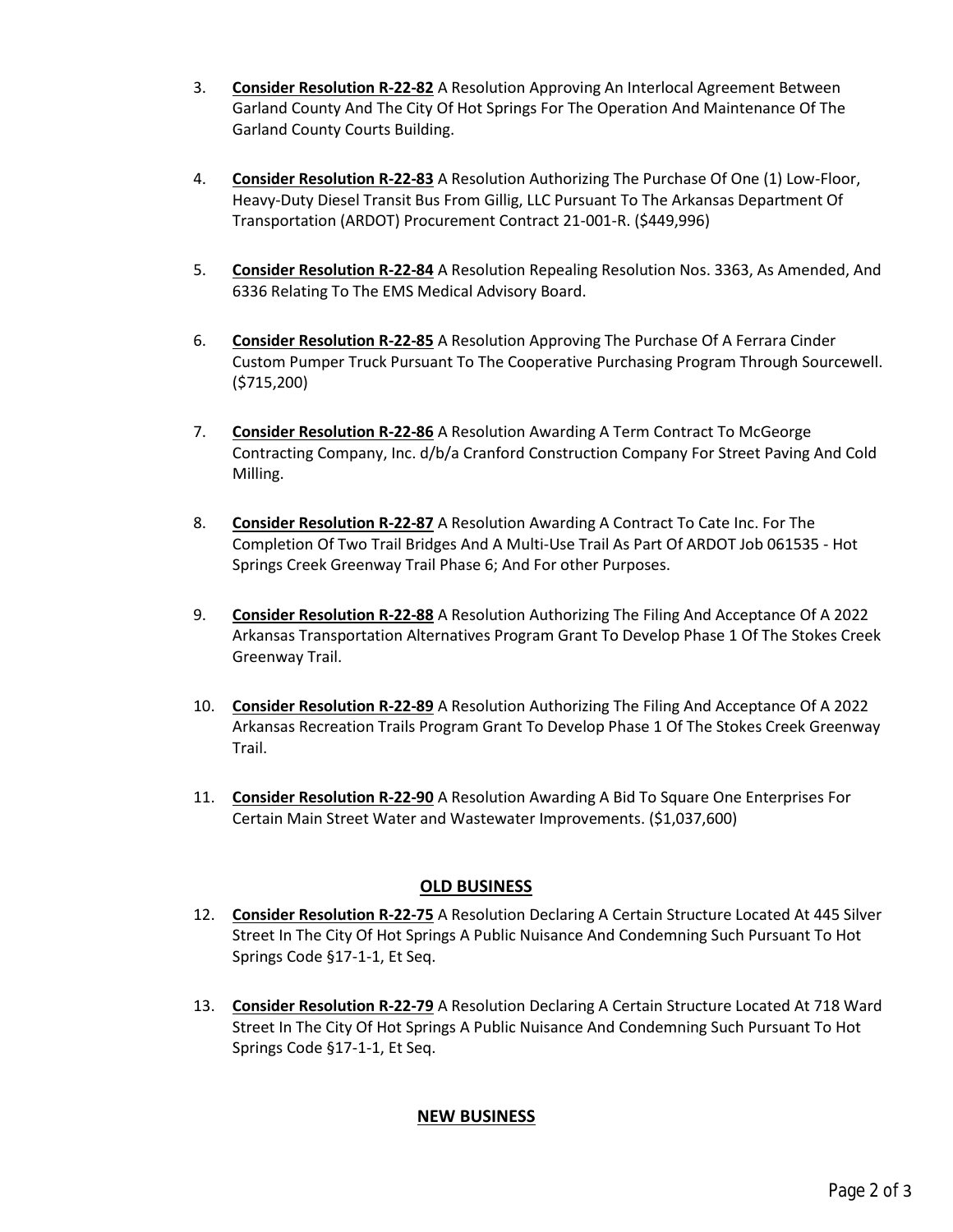3. **Consider Resolution R-22-82** A Resolution Approving An Interlocal Agreement Between Garland County And The City Of Hot Springs For The Operation And Maintenance Of The Garland County Courts Building.

4. **Consider Resolution R-22-83** A Resolution Authorizing The Purchase Of One (1) Low-Floor, Heavy-Duty Diesel Transit Bus From Gillig, LLC Pursuant To The Arkansas Department Of Transportation (ARDOT) Procurement Contract 21-001-R. ($449,996)

5. **Consider Resolution R-22-84** A Resolution Repealing Resolution Nos. 3363, As Amended, And 6336 Relating To The EMS Medical Advisory Board.

6. **Consider Resolution R-22-85** A Resolution Approving The Purchase Of A Ferrara Cinder Custom Pumper Truck Pursuant To The Cooperative Purchasing Program Through Sourcewell. ($715,200)

7. **Consider Resolution R-22-86** A Resolution Awarding A Term Contract To McGeorge Contracting Company, Inc. d/b/a Cranford Construction Company For Street Paving And Cold Milling.

8. **Consider Resolution R-22-87** A Resolution Awarding A Contract To Cate Inc. For The Completion Of Two Trail Bridges And A Multi-Use Trail As Part Of ARDOT Job 061535 - Hot Springs Creek Greenway Trail Phase 6; And For other Purposes.

9. **Consider Resolution R-22-88** A Resolution Authorizing The Filing And Acceptance Of A 2022 Arkansas Transportation Alternatives Program Grant To Develop Phase 1 Of The Stokes Creek Greenway Trail.

10. **Consider Resolution R-22-89** A Resolution Authorizing The Filing And Acceptance Of A 2022 Arkansas Recreation Trails Program Grant To Develop Phase 1 Of The Stokes Creek Greenway Trail.

11. **Consider Resolution R-22-90** A Resolution Awarding A Bid To Square One Enterprises For Certain Main Street Water and Wastewater Improvements. ($1,037,600)

## OLD BUSINESS

12. **Consider Resolution R-22-75** A Resolution Declaring A Certain Structure Located At 445 Silver Street In The City Of Hot Springs A Public Nuisance And Condemning Such Pursuant To Hot Springs Code §17-1-1, Et Seq.

13. **Consider Resolution R-22-79** A Resolution Declaring A Certain Structure Located At 718 Ward Street In The City Of Hot Springs A Public Nuisance And Condemning Such Pursuant To Hot Springs Code §17-1-1, Et Seq.

## NEW BUSINESS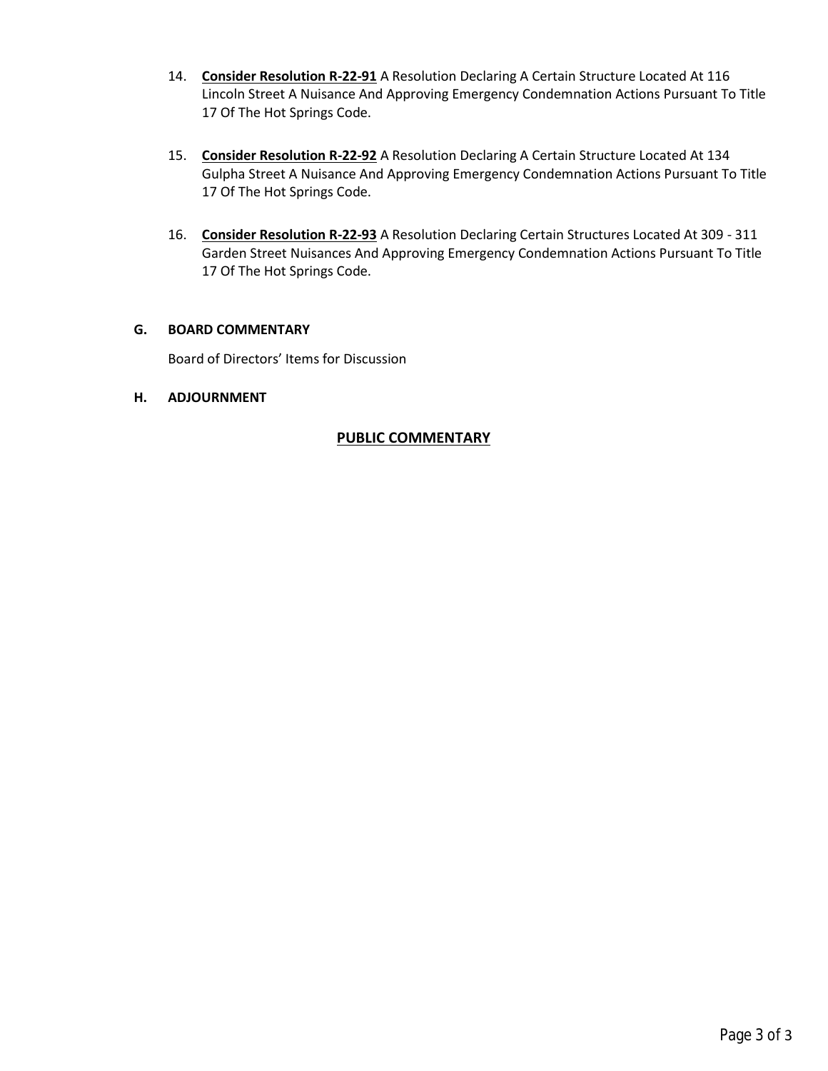14. **Consider Resolution R-22-91** A Resolution Declaring A Certain Structure Located At 116 Lincoln Street A Nuisance And Approving Emergency Condemnation Actions Pursuant To Title 17 Of The Hot Springs Code.

15. **Consider Resolution R-22-92** A Resolution Declaring A Certain Structure Located At 134 Gulpha Street A Nuisance And Approving Emergency Condemnation Actions Pursuant To Title 17 Of The Hot Springs Code.

16. **Consider Resolution R-22-93** A Resolution Declaring Certain Structures Located At 309 - 311 Garden Street Nuisances And Approving Emergency Condemnation Actions Pursuant To Title 17 Of The Hot Springs Code.

**G. BOARD COMMENTARY**

Board of Directors' Items for Discussion

**H. ADJOURNMENT**

## PUBLIC COMMENTARY